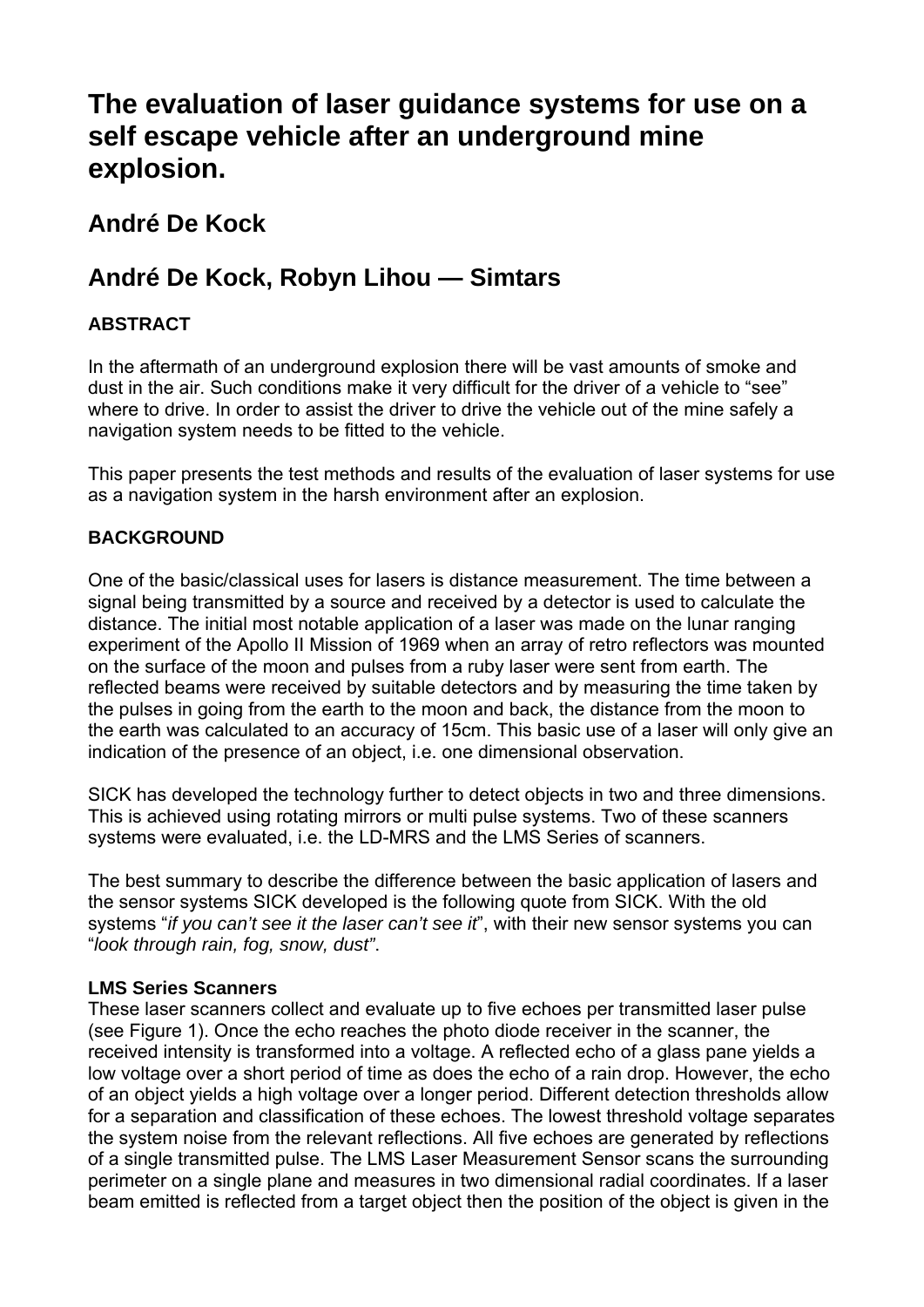# The evaluation of laser guidance systems for use on a self escape vehicle after an underground mine explosion.

## André De Kock

## André De Kock, Robyn Lihou — Simtars

### ABSTRACT

In the aftermath of an underground explosion there will be vast amounts of smoke and dust in the air. Such conditions make it very difficult for the driver of a vehicle to "see" where to drive. In order to assist the driver to drive the vehicle out of the mine safely a navigation system needs to be fitted to the vehicle.

This paper presents the test methods and results of the evaluation of laser systems for use as a navigation system in the harsh environment after an explosion.

### BACKGROUND

One of the basic/classical uses for lasers is distance measurement. The time between a signal being transmitted by a source and received by a detector is used to calculate the distance. The initial most notable application of a laser was made on the lunar ranging experiment of the Apollo II Mission of 1969 when an array of retro reflectors was mounted on the surface of the moon and pulses from a ruby laser were sent from earth. The reflected beams were received by suitable detectors and by measuring the time taken by the pulses in going from the earth to the moon and back, the distance from the moon to the earth was calculated to an accuracy of 15cm. This basic use of a laser will only give an indication of the presence of an object, i.e. one dimensional observation.

SICK has developed the technology further to detect objects in two and three dimensions. This is achieved using rotating mirrors or multi pulse systems. Two of these scanners systems were evaluated, i.e. the LD-MRS and the LMS Series of scanners.

The best summary to describe the difference between the basic application of lasers and the sensor systems SICK developed is the following quote from SICK. With the old systems "*if you can't see it the laser can't see it*", with their new sensor systems you can "*look through rain, fog, snow, dust"*.

**LMS Series Scanners**

These laser scanners collect and evaluate up to five echoes per transmitted laser pulse (see Figure 1). Once the echo reaches the photo diode receiver in the scanner, the received intensity is transformed into a voltage. A reflected echo of a glass pane yields a low voltage over a short period of time as does the echo of a rain drop. However, the echo of an object yields a high voltage over a longer period. Different detection thresholds allow for a separation and classification of these echoes. The lowest threshold voltage separates the system noise from the relevant reflections. All five echoes are generated by reflections of a single transmitted pulse. The LMS Laser Measurement Sensor scans the surrounding perimeter on a single plane and measures in two dimensional radial coordinates. If a laser beam emitted is reflected from a target object then the position of the object is given in the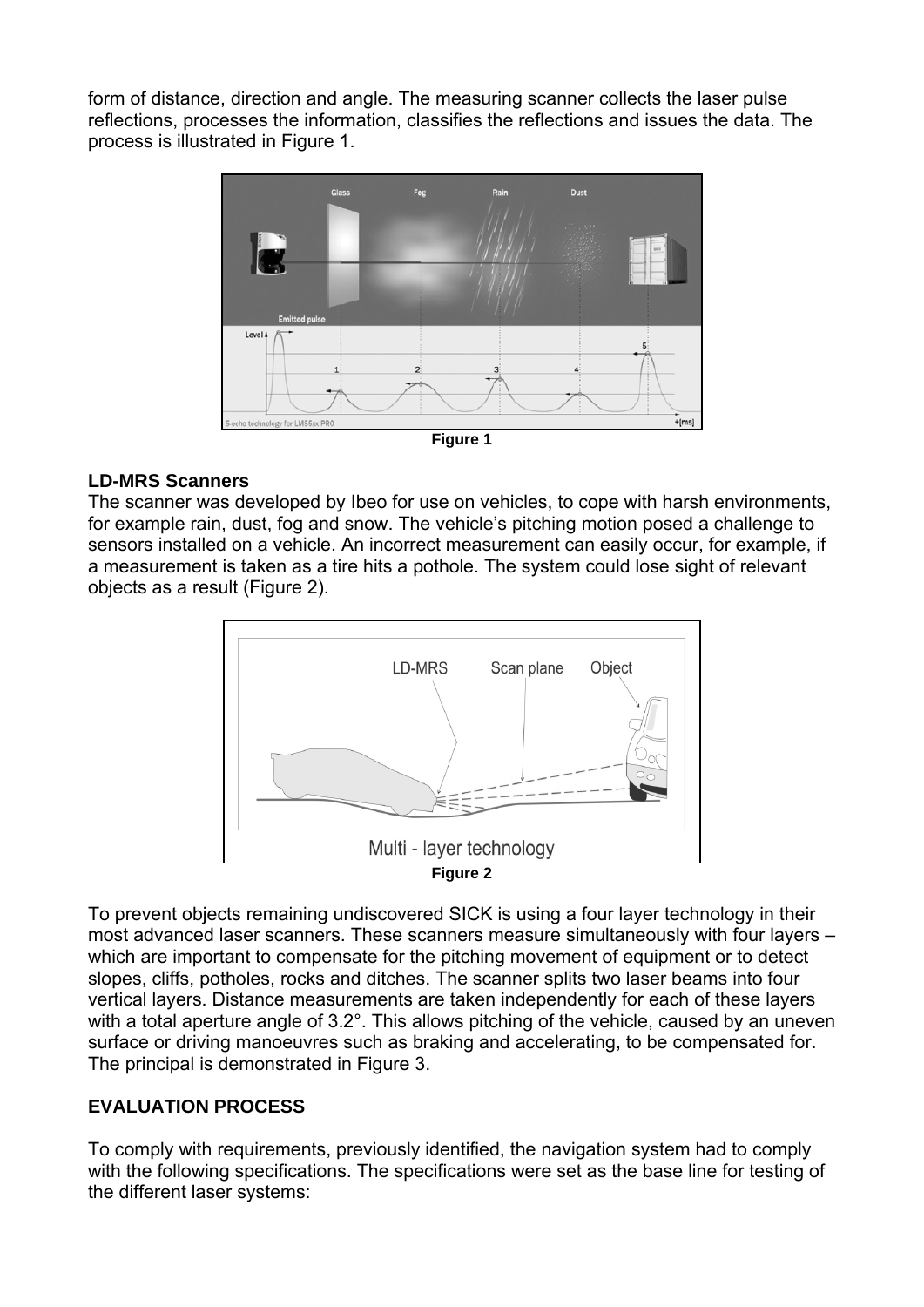form of distance, direction and angle. The measuring scanner collects the laser pulse reflections, processes the information, classifies the reflections and issues the data. The process is illustrated in Figure 1.

**Figure 1**

**LD-MRS Scanners**

The scanner was developed by Ibeo for use on vehicles, to cope with harsh environments, for example rain, dust, fog and snow. The vehicle's pitching motion posed a challenge to sensors installed on a vehicle. An incorrect measurement can easily occur, for example, if a measurement is taken as a tire hits a pothole. The system could lose sight of relevant objects as a result (Figure 2).

**Figure 2**

To prevent objects remaining undiscovered SICK is using a four layer technology in their most advanced laser scanners. These scanners measure simultaneously with four layers – which are important to compensate for the pitching movement of equipment or to detect slopes, cliffs, potholes, rocks and ditches. The scanner splits two laser beams into four vertical layers. Distance measurements are taken independently for each of these layers with a total aperture angle of 3.2°. This allows pitching of the vehicle, caused by an uneven surface or driving manoeuvres such as braking and accelerating, to be compensated for. The principal is demonstrated in Figure 3.

## EVALUATION PROCESS

To comply with requirements, previously identified, the navigation system had to comply with the following specifications. The specifications were set as the base line for testing of the different laser systems: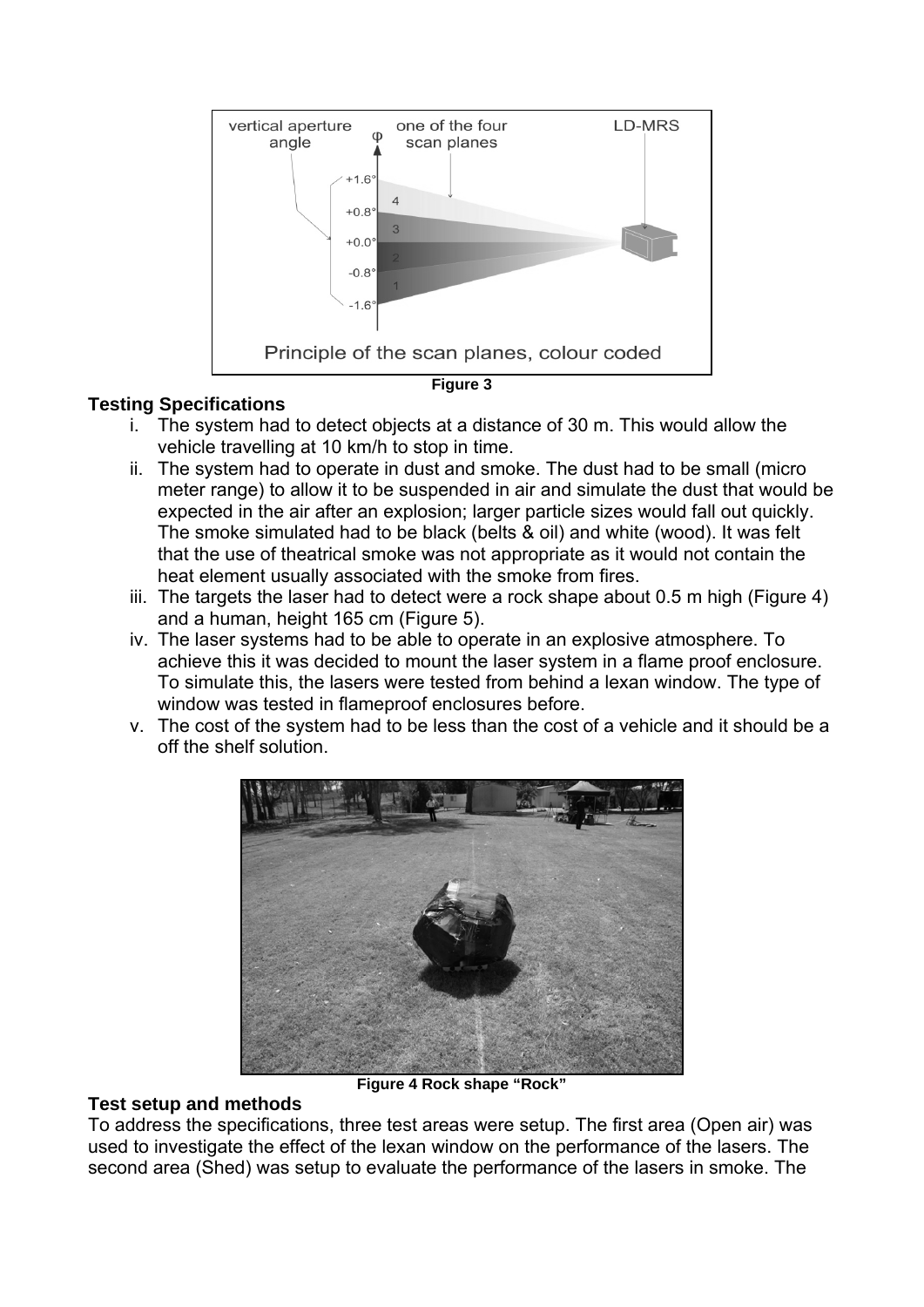Figure 3

## Testing Specifications

i. The system had to detect objects at a distance of 30 m. This would allow the vehicle travelling at 10 km/h to stop in time.
ii. The system had to operate in dust and smoke. The dust had to be small (micro meter range) to allow it to be suspended in air and simulate the dust that would be expected in the air after an explosion; larger particle sizes would fall out quickly. The smoke simulated had to be black (belts & oil) and white (wood). It was felt that the use of theatrical smoke was not appropriate as it would not contain the heat element usually associated with the smoke from fires.
iii. The targets the laser had to detect were a rock shape about 0.5 m high (Figure 4) and a human, height 165 cm (Figure 5).
iv. The laser systems had to be able to operate in an explosive atmosphere. To achieve this it was decided to mount the laser system in a flame proof enclosure. To simulate this, the lasers were tested from behind a lexan window. The type of window was tested in flameproof enclosures before.
v. The cost of the system had to be less than the cost of a vehicle and it should be a off the shelf solution.

**Figure 4 Rock shape "Rock"**

## Test setup and methods

To address the specifications, three test areas were setup. The first area (Open air) was used to investigate the effect of the lexan window on the performance of the lasers. The second area (Shed) was setup to evaluate the performance of the lasers in smoke. The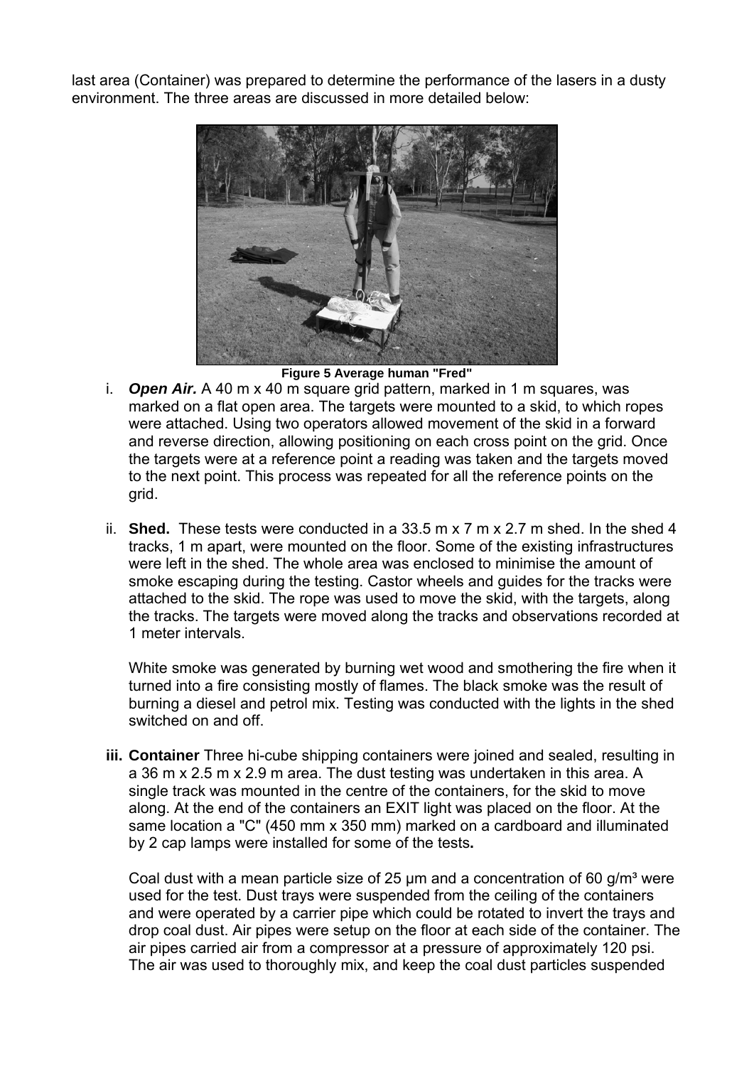last area (Container) was prepared to determine the performance of the lasers in a dusty environment. The three areas are discussed in more detailed below:

**Figure 5 Average human "Fred"**

i. ***Open Air.*** A 40 m x 40 m square grid pattern, marked in 1 m squares, was marked on a flat open area. The targets were mounted to a skid, to which ropes were attached. Using two operators allowed movement of the skid in a forward and reverse direction, allowing positioning on each cross point on the grid. Once the targets were at a reference point a reading was taken and the targets moved to the next point. This process was repeated for all the reference points on the grid.

ii. **Shed.** These tests were conducted in a 33.5 m x 7 m x 2.7 m shed. In the shed 4 tracks, 1 m apart, were mounted on the floor. Some of the existing infrastructures were left in the shed. The whole area was enclosed to minimise the amount of smoke escaping during the testing. Castor wheels and guides for the tracks were attached to the skid. The rope was used to move the skid, with the targets, along the tracks. The targets were moved along the tracks and observations recorded at 1 meter intervals.

   White smoke was generated by burning wet wood and smothering the fire when it turned into a fire consisting mostly of flames. The black smoke was the result of burning a diesel and petrol mix. Testing was conducted with the lights in the shed switched on and off.

iii. **Container** Three hi-cube shipping containers were joined and sealed, resulting in a 36 m x 2.5 m x 2.9 m area. The dust testing was undertaken in this area. A single track was mounted in the centre of the containers, for the skid to move along. At the end of the containers an EXIT light was placed on the floor. At the same location a "C" (450 mm x 350 mm) marked on a cardboard and illuminated by 2 cap lamps were installed for some of the tests**.**

   Coal dust with a mean particle size of 25 µm and a concentration of 60 g/m³ were used for the test. Dust trays were suspended from the ceiling of the containers and were operated by a carrier pipe which could be rotated to invert the trays and drop coal dust. Air pipes were setup on the floor at each side of the container. The air pipes carried air from a compressor at a pressure of approximately 120 psi. The air was used to thoroughly mix, and keep the coal dust particles suspended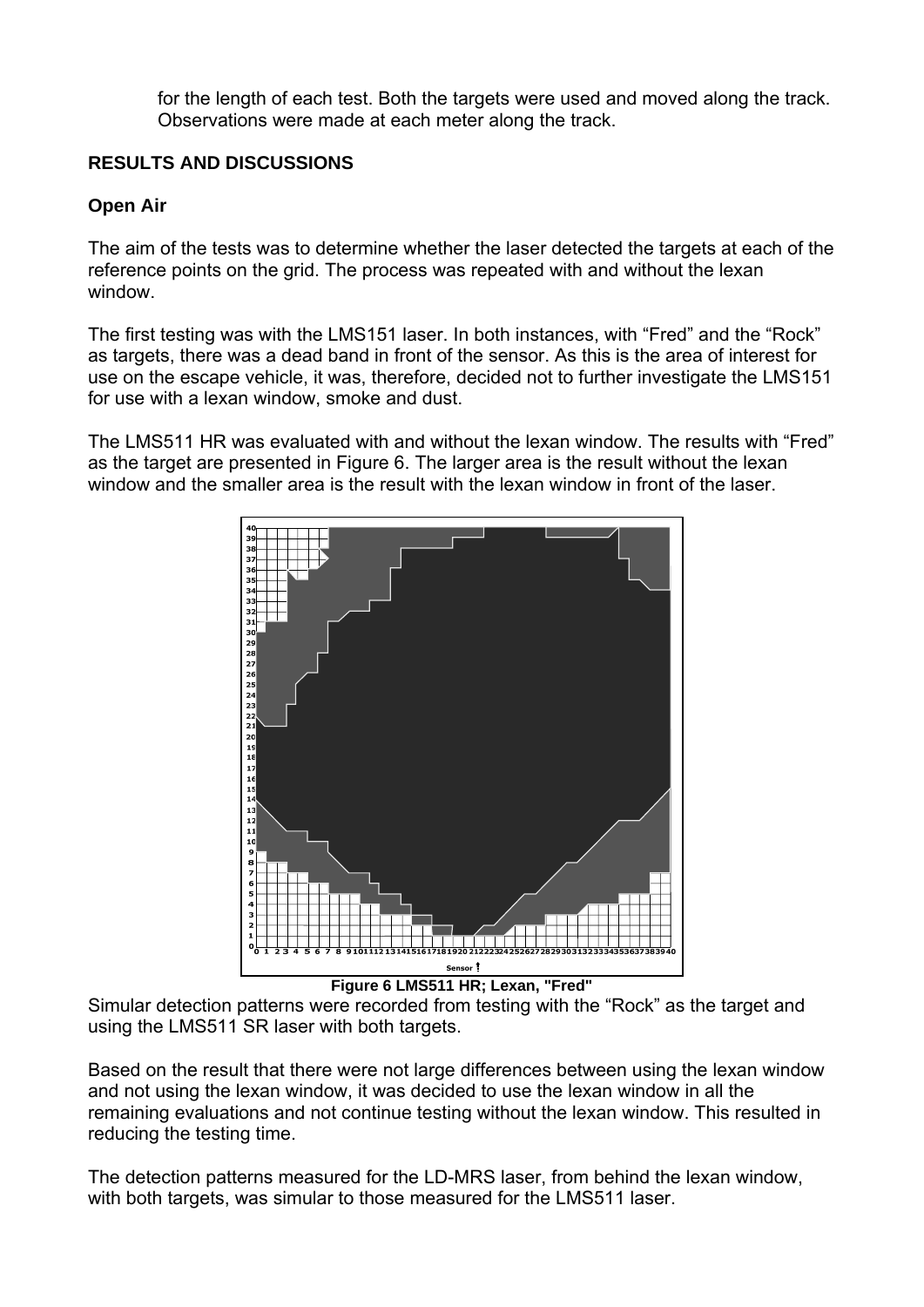for the length of each test. Both the targets were used and moved along the track. Observations were made at each meter along the track.

## RESULTS AND DISCUSSIONS

### Open Air

The aim of the tests was to determine whether the laser detected the targets at each of the reference points on the grid. The process was repeated with and without the lexan window.

The first testing was with the LMS151 laser. In both instances, with "Fred" and the "Rock" as targets, there was a dead band in front of the sensor. As this is the area of interest for use on the escape vehicle, it was, therefore, decided not to further investigate the LMS151 for use with a lexan window, smoke and dust.

The LMS511 HR was evaluated with and without the lexan window. The results with "Fred" as the target are presented in Figure 6. The larger area is the result without the lexan window and the smaller area is the result with the lexan window in front of the laser.

**Figure 6 LMS511 HR; Lexan, "Fred"**

Simular detection patterns were recorded from testing with the "Rock" as the target and using the LMS511 SR laser with both targets.

Based on the result that there were not large differences between using the lexan window and not using the lexan window, it was decided to use the lexan window in all the remaining evaluations and not continue testing without the lexan window. This resulted in reducing the testing time.

The detection patterns measured for the LD-MRS laser, from behind the lexan window, with both targets, was simular to those measured for the LMS511 laser.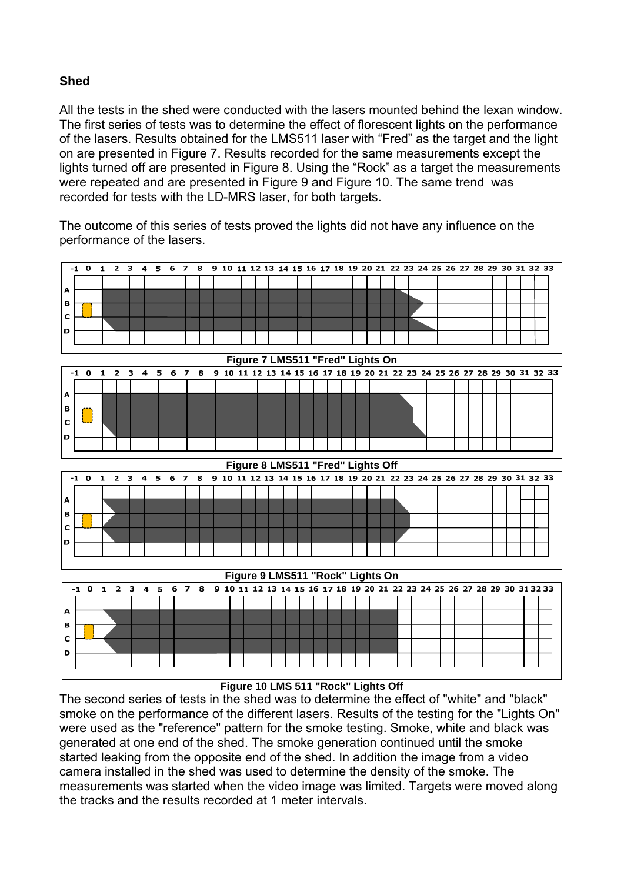**Shed**

All the tests in the shed were conducted with the lasers mounted behind the lexan window. The first series of tests was to determine the effect of florescent lights on the performance of the lasers. Results obtained for the LMS511 laser with "Fred" as the target and the light on are presented in Figure 7. Results recorded for the same measurements except the lights turned off are presented in Figure 8. Using the "Rock" as a target the measurements were repeated and are presented in Figure 9 and Figure 10. The same trend was recorded for tests with the LD-MRS laser, for both targets.

The outcome of this series of tests proved the lights did not have any influence on the performance of the lasers.

Figure 7 LMS511 "Fred" Lights On

Figure 8 LMS511 "Fred" Lights Off

Figure 9 LMS511 "Rock" Lights On

Figure 10 LMS 511 "Rock" Lights Off

The second series of tests in the shed was to determine the effect of "white" and "black" smoke on the performance of the different lasers. Results of the testing for the "Lights On" were used as the "reference" pattern for the smoke testing. Smoke, white and black was generated at one end of the shed. The smoke generation continued until the smoke started leaking from the opposite end of the shed. In addition the image from a video camera installed in the shed was used to determine the density of the smoke. The measurements was started when the video image was limited. Targets were moved along the tracks and the results recorded at 1 meter intervals.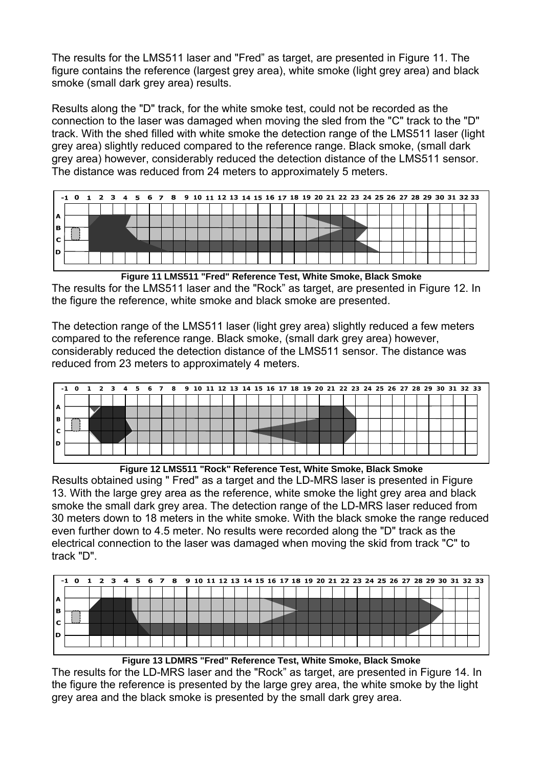The results for the LMS511 laser and "Fred" as target, are presented in Figure 11. The figure contains the reference (largest grey area), white smoke (light grey area) and black smoke (small dark grey area) results.

Results along the "D" track, for the white smoke test, could not be recorded as the connection to the laser was damaged when moving the sled from the "C" track to the "D" track. With the shed filled with white smoke the detection range of the LMS511 laser (light grey area) slightly reduced compared to the reference range. Black smoke, (small dark grey area) however, considerably reduced the detection distance of the LMS511 sensor. The distance was reduced from 24 meters to approximately 5 meters.

**Figure 11 LMS511 "Fred" Reference Test, White Smoke, Black Smoke**

The results for the LMS511 laser and the "Rock" as target, are presented in Figure 12. In the figure the reference, white smoke and black smoke are presented.

The detection range of the LMS511 laser (light grey area) slightly reduced a few meters compared to the reference range. Black smoke, (small dark grey area) however, considerably reduced the detection distance of the LMS511 sensor. The distance was reduced from 23 meters to approximately 4 meters.

**Figure 12 LMS511 "Rock" Reference Test, White Smoke, Black Smoke**

Results obtained using " Fred" as a target and the LD-MRS laser is presented in Figure 13. With the large grey area as the reference, white smoke the light grey area and black smoke the small dark grey area. The detection range of the LD-MRS laser reduced from 30 meters down to 18 meters in the white smoke. With the black smoke the range reduced even further down to 4.5 meter. No results were recorded along the "D" track as the electrical connection to the laser was damaged when moving the skid from track "C" to track "D".

**Figure 13 LDMRS "Fred" Reference Test, White Smoke, Black Smoke**

The results for the LD-MRS laser and the "Rock" as target, are presented in Figure 14. In the figure the reference is presented by the large grey area, the white smoke by the light grey area and the black smoke is presented by the small dark grey area.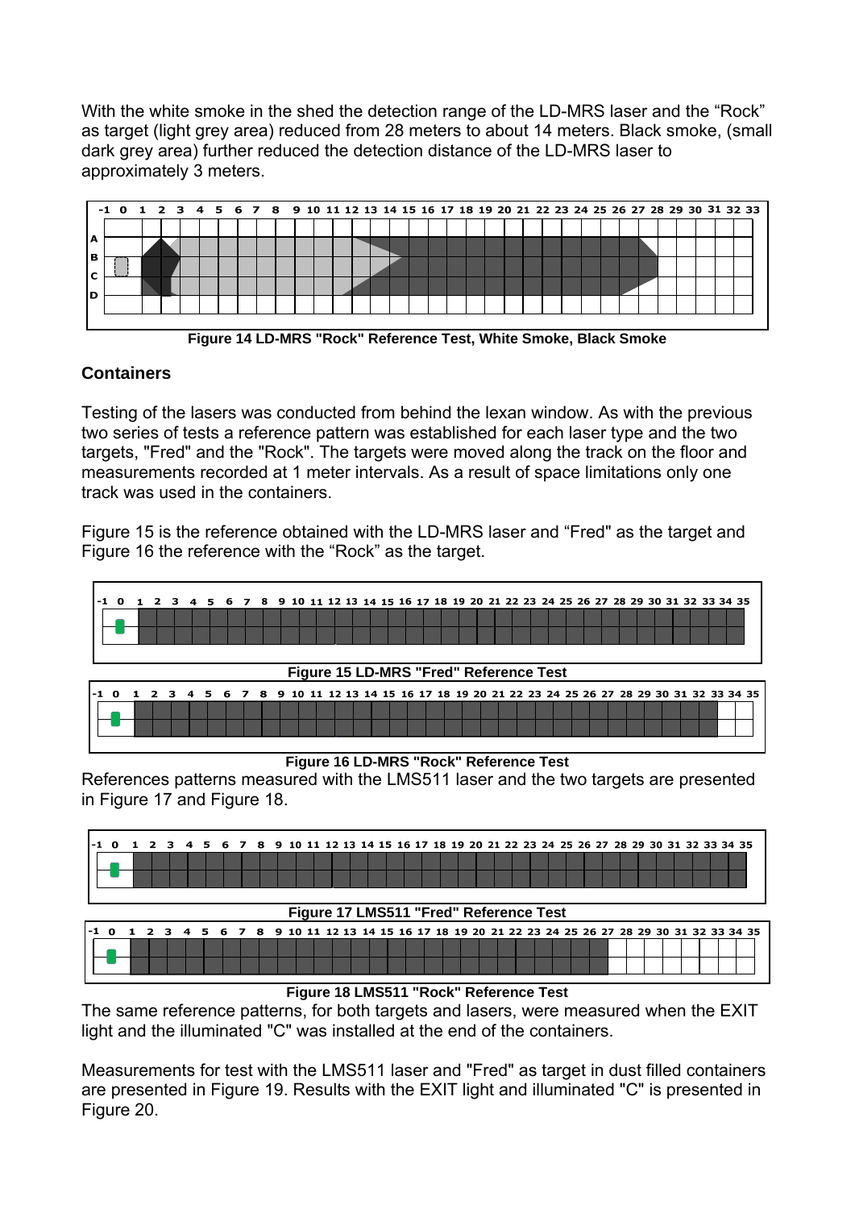With the white smoke in the shed the detection range of the LD-MRS laser and the “Rock” as target (light grey area) reduced from 28 meters to about 14 meters. Black smoke, (small dark grey area) further reduced the detection distance of the LD-MRS laser to approximately 3 meters.

**Figure 14 LD-MRS "Rock" Reference Test, White Smoke, Black Smoke**

## Containers

Testing of the lasers was conducted from behind the lexan window. As with the previous two series of tests a reference pattern was established for each laser type and the two targets, "Fred" and the "Rock". The targets were moved along the track on the floor and measurements recorded at 1 meter intervals. As a result of space limitations only one track was used in the containers.

Figure 15 is the reference obtained with the LD-MRS laser and “Fred" as the target and Figure 16 the reference with the “Rock” as the target.

**Figure 15 LD-MRS "Fred" Reference Test**

**Figure 16 LD-MRS "Rock" Reference Test**

References patterns measured with the LMS511 laser and the two targets are presented in Figure 17 and Figure 18.

**Figure 17 LMS511 "Fred" Reference Test**

**Figure 18 LMS511 "Rock" Reference Test**

The same reference patterns, for both targets and lasers, were measured when the EXIT light and the illuminated "C" was installed at the end of the containers.

Measurements for test with the LMS511 laser and "Fred" as target in dust filled containers are presented in Figure 19. Results with the EXIT light and illuminated "C" is presented in Figure 20.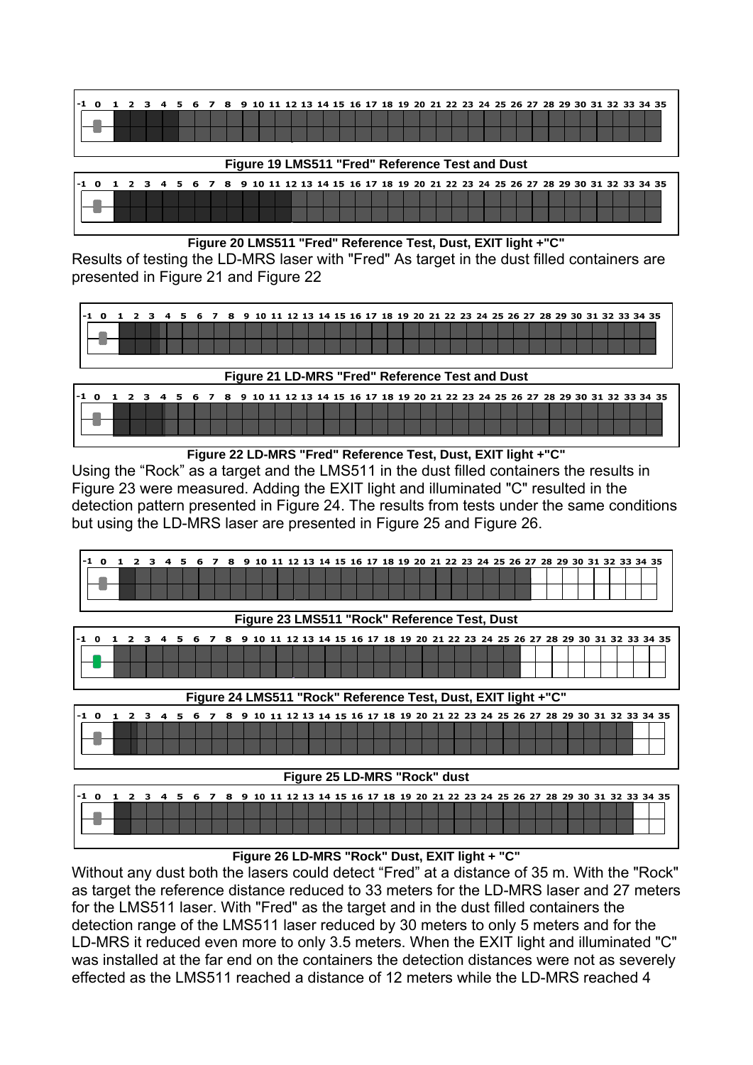Figure 19 LMS511 "Fred" Reference Test and Dust

Figure 20 LMS511 "Fred" Reference Test, Dust, EXIT light +"C"

Results of testing the LD-MRS laser with "Fred" As target in the dust filled containers are presented in Figure 21 and Figure 22

Figure 21 LD-MRS "Fred" Reference Test and Dust

Figure 22 LD-MRS "Fred" Reference Test, Dust, EXIT light +"C"

Using the “Rock” as a target and the LMS511 in the dust filled containers the results in Figure 23 were measured. Adding the EXIT light and illuminated "C" resulted in the detection pattern presented in Figure 24. The results from tests under the same conditions but using the LD-MRS laser are presented in Figure 25 and Figure 26.

Figure 23 LMS511 "Rock" Reference Test, Dust

Figure 24 LMS511 "Rock" Reference Test, Dust, EXIT light +"C"

Figure 25 LD-MRS "Rock" dust

Figure 26 LD-MRS "Rock" Dust, EXIT light + "C"

Without any dust both the lasers could detect “Fred” at a distance of 35 m. With the "Rock" as target the reference distance reduced to 33 meters for the LD-MRS laser and 27 meters for the LMS511 laser. With "Fred" as the target and in the dust filled containers the detection range of the LMS511 laser reduced by 30 meters to only 5 meters and for the LD-MRS it reduced even more to only 3.5 meters. When the EXIT light and illuminated "C" was installed at the far end on the containers the detection distances were not as severely effected as the LMS511 reached a distance of 12 meters while the LD-MRS reached 4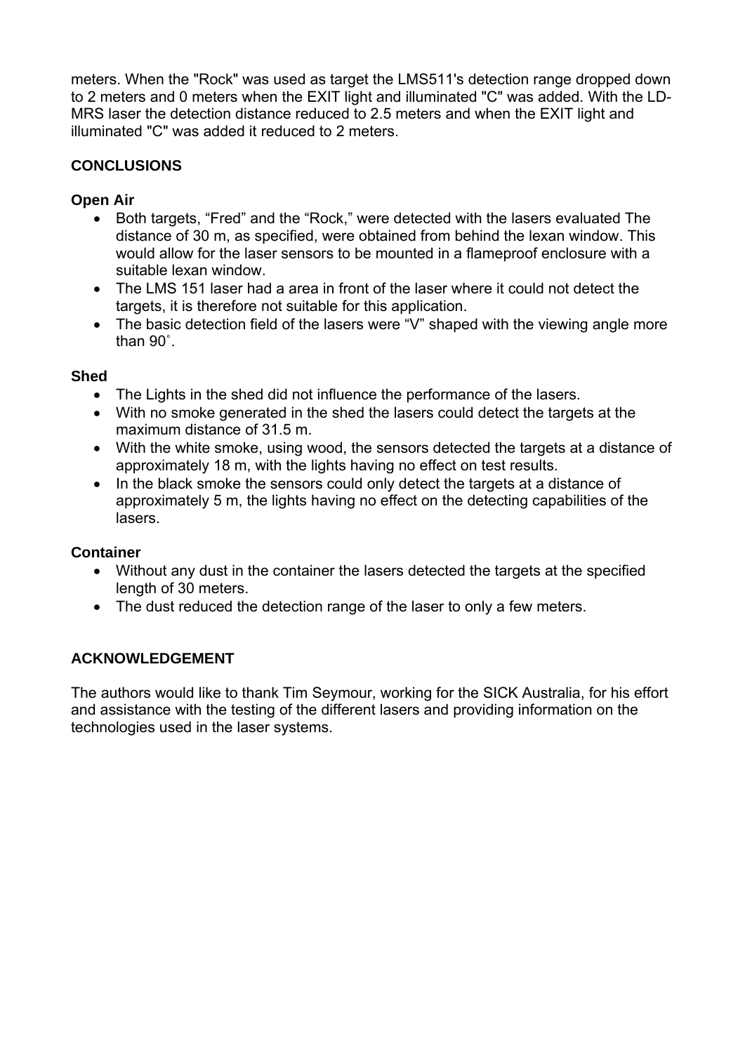meters. When the "Rock" was used as target the LMS511's detection range dropped down to 2 meters and 0 meters when the EXIT light and illuminated "C" was added. With the LD-MRS laser the detection distance reduced to 2.5 meters and when the EXIT light and illuminated "C" was added it reduced to 2 meters.

## CONCLUSIONS

### Open Air

- Both targets, "Fred" and the "Rock," were detected with the lasers evaluated The distance of 30 m, as specified, were obtained from behind the lexan window. This would allow for the laser sensors to be mounted in a flameproof enclosure with a suitable lexan window.
- The LMS 151 laser had a area in front of the laser where it could not detect the targets, it is therefore not suitable for this application.
- The basic detection field of the lasers were "V" shaped with the viewing angle more than 90˚.

### Shed

- The Lights in the shed did not influence the performance of the lasers.
- With no smoke generated in the shed the lasers could detect the targets at the maximum distance of 31.5 m.
- With the white smoke, using wood, the sensors detected the targets at a distance of approximately 18 m, with the lights having no effect on test results.
- In the black smoke the sensors could only detect the targets at a distance of approximately 5 m, the lights having no effect on the detecting capabilities of the lasers.

### Container

- Without any dust in the container the lasers detected the targets at the specified length of 30 meters.
- The dust reduced the detection range of the laser to only a few meters.

## ACKNOWLEDGEMENT

The authors would like to thank Tim Seymour, working for the SICK Australia, for his effort and assistance with the testing of the different lasers and providing information on the technologies used in the laser systems.